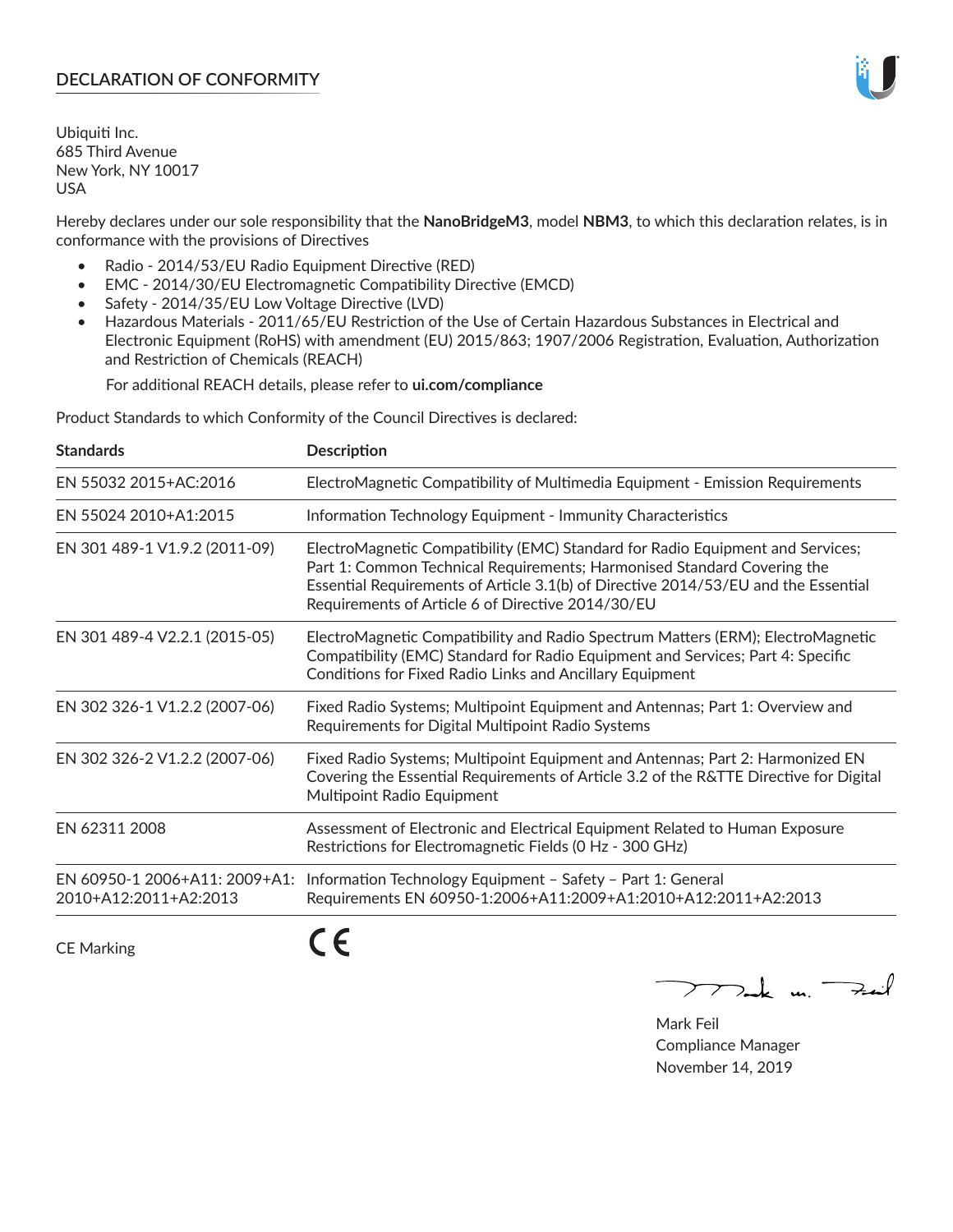## DECLARATION OF CONFORMITY

Ubiquiti Inc.
685 Third Avenue
New York, NY 10017
USA

Hereby declares under our sole responsibility that the **NanoBridgeM3**, model **NBM3**, to which this declaration relates, is in conformance with the provisions of Directives

- Radio - 2014/53/EU Radio Equipment Directive (RED)
- EMC - 2014/30/EU Electromagnetic Compatibility Directive (EMCD)
- Safety - 2014/35/EU Low Voltage Directive (LVD)
- Hazardous Materials - 2011/65/EU Restriction of the Use of Certain Hazardous Substances in Electrical and Electronic Equipment (RoHS) with amendment (EU) 2015/863; 1907/2006 Registration, Evaluation, Authorization and Restriction of Chemicals (REACH)

  For additional REACH details, please refer to **ui.com/compliance**

Product Standards to which Conformity of the Council Directives is declared:

| Standards | Description |
|---|---|
| EN 55032 2015+AC:2016 | ElectroMagnetic Compatibility of Multimedia Equipment - Emission Requirements |
| EN 55024 2010+A1:2015 | Information Technology Equipment - Immunity Characteristics |
| EN 301 489-1 V1.9.2 (2011-09) | ElectroMagnetic Compatibility (EMC) Standard for Radio Equipment and Services; Part 1: Common Technical Requirements; Harmonised Standard Covering the Essential Requirements of Article 3.1(b) of Directive 2014/53/EU and the Essential Requirements of Article 6 of Directive 2014/30/EU |
| EN 301 489-4 V2.2.1 (2015-05) | ElectroMagnetic Compatibility and Radio Spectrum Matters (ERM); ElectroMagnetic Compatibility (EMC) Standard for Radio Equipment and Services; Part 4: Specific Conditions for Fixed Radio Links and Ancillary Equipment |
| EN 302 326-1 V1.2.2 (2007-06) | Fixed Radio Systems; Multipoint Equipment and Antennas; Part 1: Overview and Requirements for Digital Multipoint Radio Systems |
| EN 302 326-2 V1.2.2 (2007-06) | Fixed Radio Systems; Multipoint Equipment and Antennas; Part 2: Harmonized EN Covering the Essential Requirements of Article 3.2 of the R&TTE Directive for Digital Multipoint Radio Equipment |
| EN 62311 2008 | Assessment of Electronic and Electrical Equipment Related to Human Exposure Restrictions for Electromagnetic Fields (0 Hz - 300 GHz) |
| EN 60950-1 2006+A11: 2009+A1: 2010+A12:2011+A2:2013 | Information Technology Equipment – Safety – Part 1: General Requirements EN 60950-1:2006+A11:2009+A1:2010+A12:2011+A2:2013 |

CE Marking CE

Mark Feil
Compliance Manager
November 14, 2019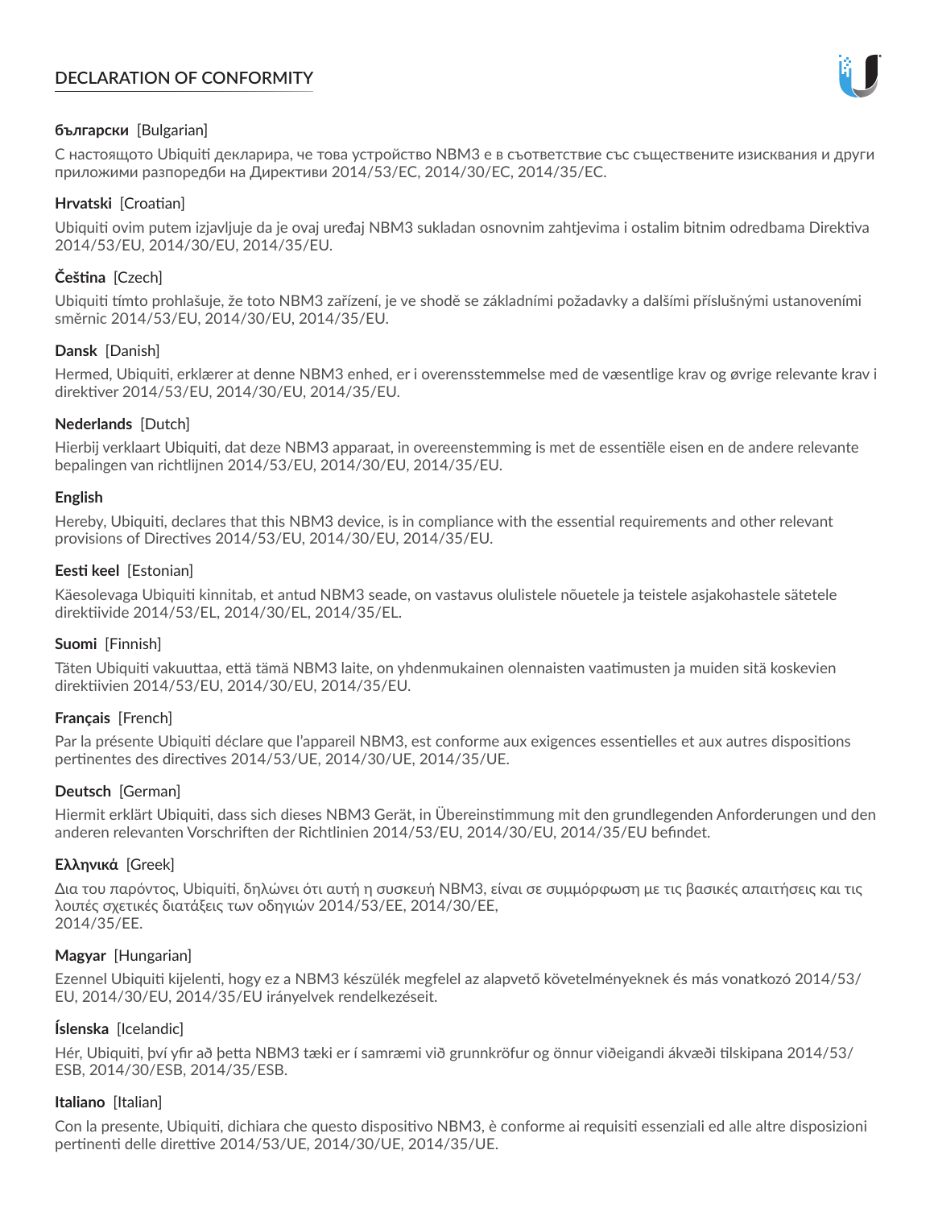# DECLARATION OF CONFORMITY

**български** [Bulgarian]

С настоящото Ubiquiti декларира, че това устройство NBM3 е в съответствие със съществените изисквания и други приложими разпоредби на Директиви 2014/53/EC, 2014/30/ЕС, 2014/35/ЕС.

**Hrvatski** [Croatian]

Ubiquiti ovim putem izjavljuje da je ovaj uređaj NBM3 sukladan osnovnim zahtjevima i ostalim bitnim odredbama Direktiva 2014/53/EU, 2014/30/EU, 2014/35/EU.

**Čeština** [Czech]

Ubiquiti tímto prohlašuje, že toto NBM3 zařízení, je ve shodě se základními požadavky a dalšími příslušnými ustanoveními směrnic 2014/53/EU, 2014/30/EU, 2014/35/EU.

**Dansk** [Danish]

Hermed, Ubiquiti, erklærer at denne NBM3 enhed, er i overensstemmelse med de væsentlige krav og øvrige relevante krav i direktiver 2014/53/EU, 2014/30/EU, 2014/35/EU.

**Nederlands** [Dutch]

Hierbij verklaart Ubiquiti, dat deze NBM3 apparaat, in overeenstemming is met de essentiële eisen en de andere relevante bepalingen van richtlijnen 2014/53/EU, 2014/30/EU, 2014/35/EU.

**English**

Hereby, Ubiquiti, declares that this NBM3 device, is in compliance with the essential requirements and other relevant provisions of Directives 2014/53/EU, 2014/30/EU, 2014/35/EU.

**Eesti keel** [Estonian]

Käesolevaga Ubiquiti kinnitab, et antud NBM3 seade, on vastavus olulistele nõuetele ja teistele asjakohastele sätetele direktiivide 2014/53/EL, 2014/30/EL, 2014/35/EL.

**Suomi** [Finnish]

Täten Ubiquiti vakuuttaa, että tämä NBM3 laite, on yhdenmukainen olennaisten vaatimusten ja muiden sitä koskevien direktiivien 2014/53/EU, 2014/30/EU, 2014/35/EU.

**Français** [French]

Par la présente Ubiquiti déclare que l'appareil NBM3, est conforme aux exigences essentielles et aux autres dispositions pertinentes des directives 2014/53/UE, 2014/30/UE, 2014/35/UE.

**Deutsch** [German]

Hiermit erklärt Ubiquiti, dass sich dieses NBM3 Gerät, in Übereinstimmung mit den grundlegenden Anforderungen und den anderen relevanten Vorschriften der Richtlinien 2014/53/EU, 2014/30/EU, 2014/35/EU befindet.

**Ελληνικά** [Greek]

Δια του παρόντος, Ubiquiti, δηλώνει ότι αυτή η συσκευή NBM3, είναι σε συμμόρφωση με τις βασικές απαιτήσεις και τις λοιπές σχετικές διατάξεις των οδηγιών 2014/53/EE, 2014/30/EE, 2014/35/EE.

**Magyar** [Hungarian]

Ezennel Ubiquiti kijelenti, hogy ez a NBM3 készülék megfelel az alapvető követelményeknek és más vonatkozó 2014/53/EU, 2014/30/EU, 2014/35/EU irányelvek rendelkezéseit.

**Íslenska** [Icelandic]

Hér, Ubiquiti, því yfir að þetta NBM3 tæki er í samræmi við grunnkröfur og önnur viðeigandi ákvæði tilskipana 2014/53/ESB, 2014/30/ESB, 2014/35/ESB.

**Italiano** [Italian]

Con la presente, Ubiquiti, dichiara che questo dispositivo NBM3, è conforme ai requisiti essenziali ed alle altre disposizioni pertinenti delle direttive 2014/53/UE, 2014/30/UE, 2014/35/UE.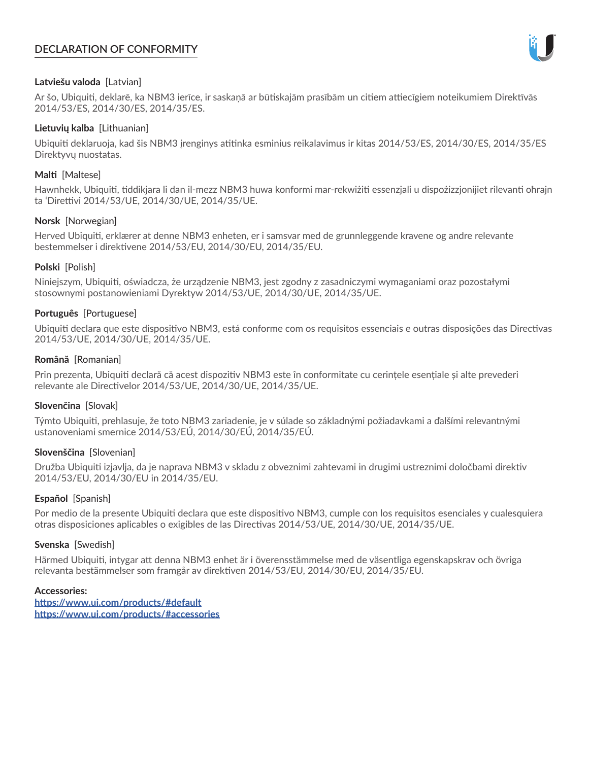## DECLARATION OF CONFORMITY

**Latviešu valoda** [Latvian]

Ar šo, Ubiquiti, deklarē, ka NBM3 ierīce, ir saskaņā ar būtiskajām prasībām un citiem attiecīgiem noteikumiem Direktīvās 2014/53/ES, 2014/30/ES, 2014/35/ES.

**Lietuvių kalba** [Lithuanian]

Ubiquiti deklaruoja, kad šis NBM3 įrenginys atitinka esminius reikalavimus ir kitas 2014/53/ES, 2014/30/ES, 2014/35/ES Direktyvų nuostatas.

**Malti** [Maltese]

Hawnhekk, Ubiquiti, tiddikjara li dan il-mezz NBM3 huwa konformi mar-rekwiżiti essenzjali u dispożizzjonijiet rilevanti oħrajn ta 'Direttivi 2014/53/UE, 2014/30/UE, 2014/35/UE.

**Norsk** [Norwegian]

Herved Ubiquiti, erklærer at denne NBM3 enheten, er i samsvar med de grunnleggende kravene og andre relevante bestemmelser i direktivene 2014/53/EU, 2014/30/EU, 2014/35/EU.

**Polski** [Polish]

Niniejszym, Ubiquiti, oświadcza, że urządzenie NBM3, jest zgodny z zasadniczymi wymaganiami oraz pozostałymi stosownymi postanowieniami Dyrektyw 2014/53/UE, 2014/30/UE, 2014/35/UE.

**Português** [Portuguese]

Ubiquiti declara que este dispositivo NBM3, está conforme com os requisitos essenciais e outras disposições das Directivas 2014/53/UE, 2014/30/UE, 2014/35/UE.

**Română** [Romanian]

Prin prezenta, Ubiquiti declară că acest dispozitiv NBM3 este în conformitate cu cerințele esențiale și alte prevederi relevante ale Directivelor 2014/53/UE, 2014/30/UE, 2014/35/UE.

**Slovenčina** [Slovak]

Týmto Ubiquiti, prehlasuje, že toto NBM3 zariadenie, je v súlade so základnými požiadavkami a ďalšími relevantnými ustanoveniami smernice 2014/53/EÚ, 2014/30/EÚ, 2014/35/EÚ.

**Slovenščina** [Slovenian]

Družba Ubiquiti izjavlja, da je naprava NBM3 v skladu z obveznimi zahtevami in drugimi ustreznimi določbami direktiv 2014/53/EU, 2014/30/EU in 2014/35/EU.

**Español** [Spanish]

Por medio de la presente Ubiquiti declara que este dispositivo NBM3, cumple con los requisitos esenciales y cualesquiera otras disposiciones aplicables o exigibles de las Directivas 2014/53/UE, 2014/30/UE, 2014/35/UE.

**Svenska** [Swedish]

Härmed Ubiquiti, intygar att denna NBM3 enhet är i överensstämmelse med de väsentliga egenskapskrav och övriga relevanta bestämmelser som framgår av direktiven 2014/53/EU, 2014/30/EU, 2014/35/EU.

**Accessories:**
https://www.ui.com/products/#default
https://www.ui.com/products/#accessories